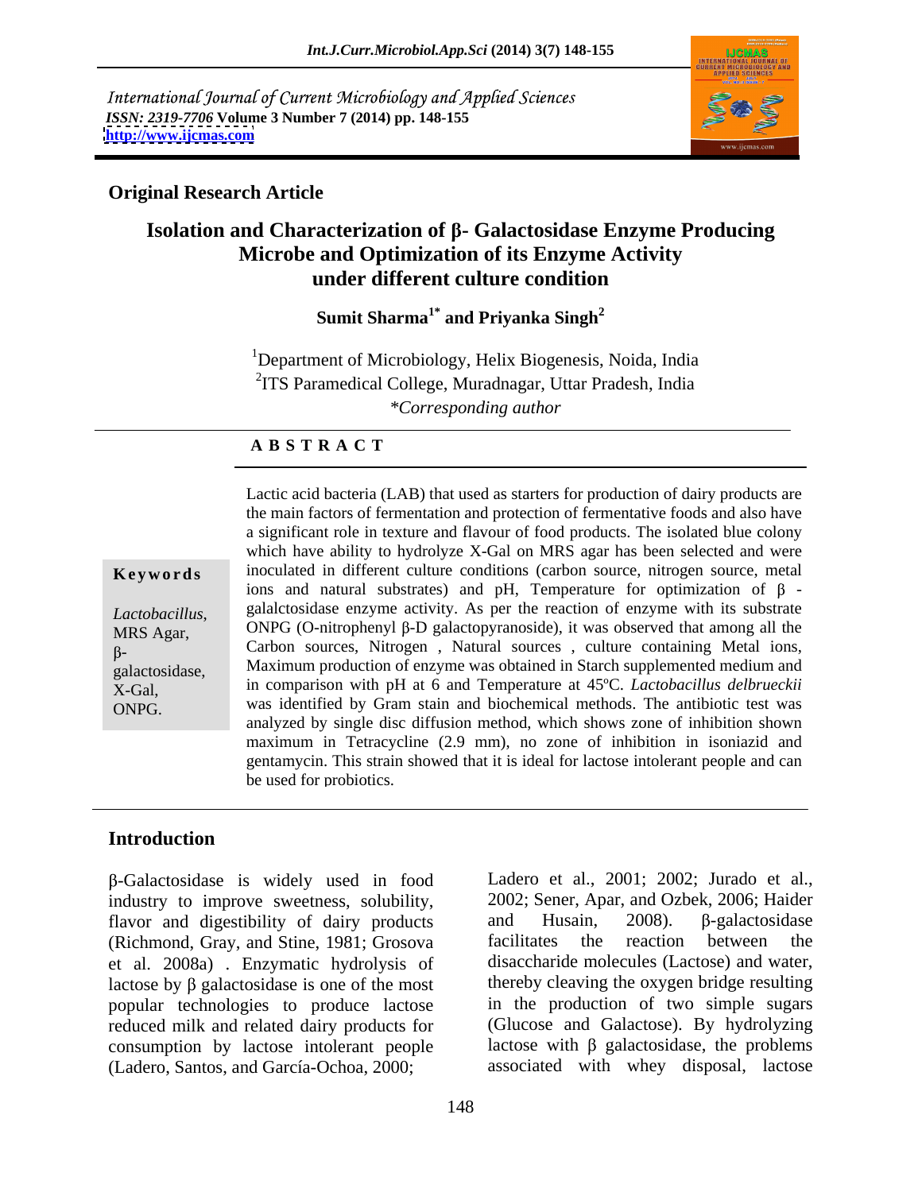International Journal of Current Microbiology and Applied Sciences
*ISSN: 2319-7706* **Volume 3 Number 7 (2014) pp. 148-155**
**http://www.ijcmas.com**

**Original Research Article**

# Isolation and Characterization of β- Galactosidase Enzyme Producing Microbe and Optimization of its Enzyme Activity under different culture condition

**Sumit Sharma[1*] and Priyanka Singh[2]**

[1]Department of Microbiology, Helix Biogenesis, Noida, India
[2]ITS Paramedical College, Muradnagar, Uttar Pradesh, India
*\*Corresponding author*

## ABSTRACT

**Keywords**

*Lactobacillus*, MRS Agar, β-galactosidase, X-Gal, ONPG.

Lactic acid bacteria (LAB) that used as starters for production of dairy products are the main factors of fermentation and protection of fermentative foods and also have a significant role in texture and flavour of food products. The isolated blue colony which have ability to hydrolyze X-Gal on MRS agar has been selected and were inoculated in different culture conditions (carbon source, nitrogen source, metal ions and natural substrates) and pH, Temperature for optimization of β - galalctosidase enzyme activity. As per the reaction of enzyme with its substrate ONPG (O-nitrophenyl β-D galactopyranoside), it was observed that among all the Carbon sources, Nitrogen , Natural sources , culture containing Metal ions, Maximum production of enzyme was obtained in Starch supplemented medium and in comparison with pH at 6 and Temperature at 45ºC. *Lactobacillus delbrueckii* was identified by Gram stain and biochemical methods. The antibiotic test was analyzed by single disc diffusion method, which shows zone of inhibition shown maximum in Tetracycline (2.9 mm), no zone of inhibition in isoniazid and gentamycin. This strain showed that it is ideal for lactose intolerant people and can be used for probiotics.

## Introduction

β-Galactosidase is widely used in food industry to improve sweetness, solubility, flavor and digestibility of dairy products (Richmond, Gray, and Stine, 1981; Grosova et al. 2008a) . Enzymatic hydrolysis of lactose by β galactosidase is one of the most popular technologies to produce lactose reduced milk and related dairy products for consumption by lactose intolerant people (Ladero, Santos, and García-Ochoa, 2000; Ladero et al., 2001; 2002; Jurado et al., 2002; Sener, Apar, and Ozbek, 2006; Haider and Husain, 2008). β-galactosidase facilitates the reaction between the disaccharide molecules (Lactose) and water, thereby cleaving the oxygen bridge resulting in the production of two simple sugars (Glucose and Galactose). By hydrolyzing lactose with β galactosidase, the problems associated with whey disposal, lactose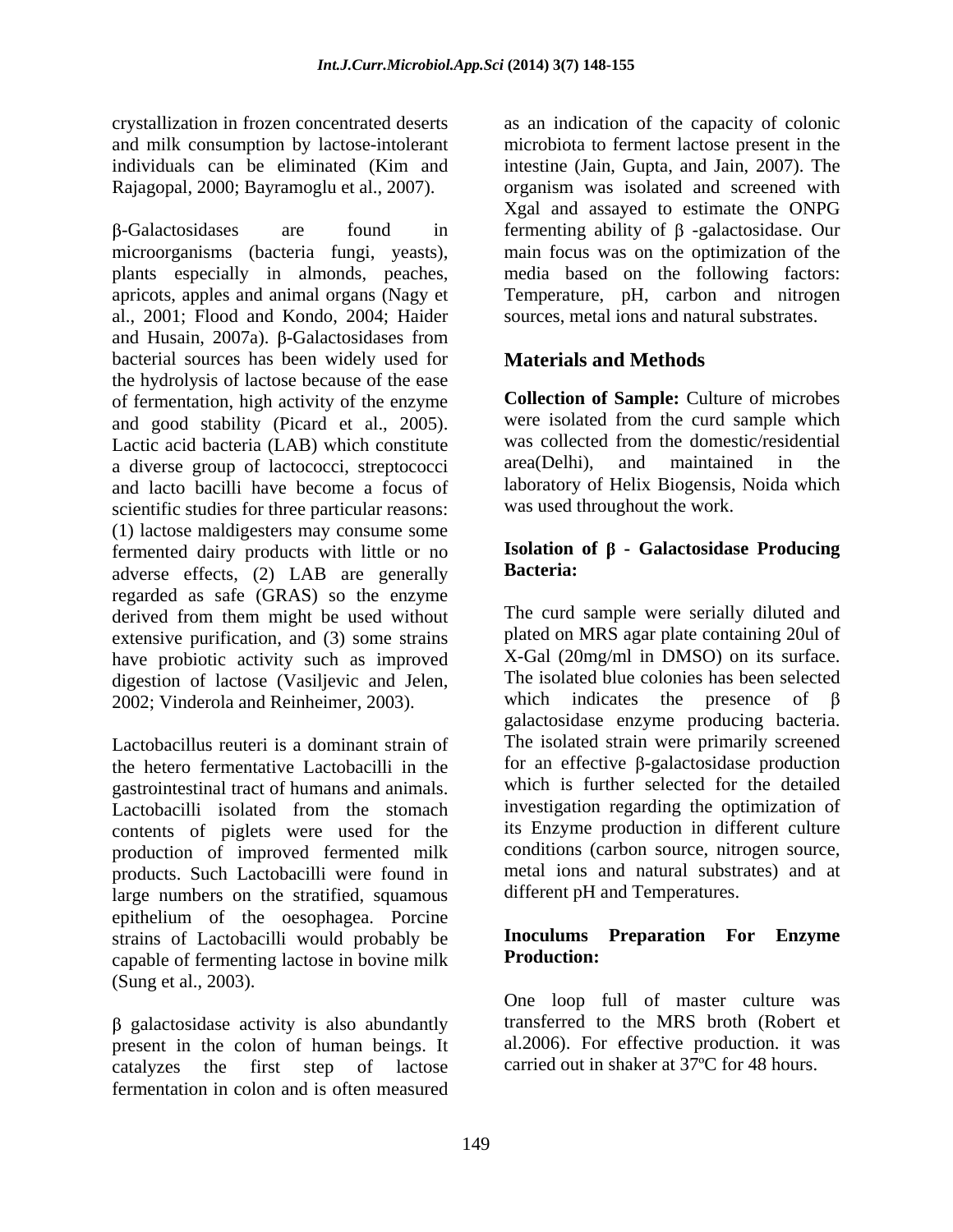crystallization in frozen concentrated deserts and milk consumption by lactose-intolerant individuals can be eliminated (Kim and Rajagopal, 2000; Bayramoglu et al., 2007).

β-Galactosidases are found in microorganisms (bacteria fungi, yeasts), plants especially in almonds, peaches, apricots, apples and animal organs (Nagy et al., 2001; Flood and Kondo, 2004; Haider and Husain, 2007a). β-Galactosidases from bacterial sources has been widely used for the hydrolysis of lactose because of the ease of fermentation, high activity of the enzyme and good stability (Picard et al., 2005). Lactic acid bacteria (LAB) which constitute a diverse group of lactococci, streptococci and lacto bacilli have become a focus of scientific studies for three particular reasons: (1) lactose maldigesters may consume some fermented dairy products with little or no adverse effects, (2) LAB are generally regarded as safe (GRAS) so the enzyme derived from them might be used without extensive purification, and (3) some strains have probiotic activity such as improved digestion of lactose (Vasiljevic and Jelen, 2002; Vinderola and Reinheimer, 2003).

Lactobacillus reuteri is a dominant strain of the hetero fermentative Lactobacilli in the gastrointestinal tract of humans and animals. Lactobacilli isolated from the stomach contents of piglets were used for the production of improved fermented milk products. Such Lactobacilli were found in large numbers on the stratified, squamous epithelium of the oesophagea. Porcine strains of Lactobacilli would probably be capable of fermenting lactose in bovine milk (Sung et al., 2003).

β galactosidase activity is also abundantly present in the colon of human beings. It catalyzes the first step of lactose fermentation in colon and is often measured as an indication of the capacity of colonic microbiota to ferment lactose present in the intestine (Jain, Gupta, and Jain, 2007). The organism was isolated and screened with Xgal and assayed to estimate the ONPG fermenting ability of β -galactosidase. Our main focus was on the optimization of the media based on the following factors: Temperature, pH, carbon and nitrogen sources, metal ions and natural substrates.

## Materials and Methods

**Collection of Sample:** Culture of microbes were isolated from the curd sample which was collected from the domestic/residential area(Delhi), and maintained in the laboratory of Helix Biogensis, Noida which was used throughout the work.

**Isolation of β - Galactosidase Producing Bacteria:**

The curd sample were serially diluted and plated on MRS agar plate containing 20ul of X-Gal (20mg/ml in DMSO) on its surface. The isolated blue colonies has been selected which indicates the presence of β galactosidase enzyme producing bacteria. The isolated strain were primarily screened for an effective β-galactosidase production which is further selected for the detailed investigation regarding the optimization of its Enzyme production in different culture conditions (carbon source, nitrogen source, metal ions and natural substrates) and at different pH and Temperatures.

**Inoculums Preparation For Enzyme Production:**

One loop full of master culture was transferred to the MRS broth (Robert et al.2006). For effective production. it was carried out in shaker at 37ºC for 48 hours.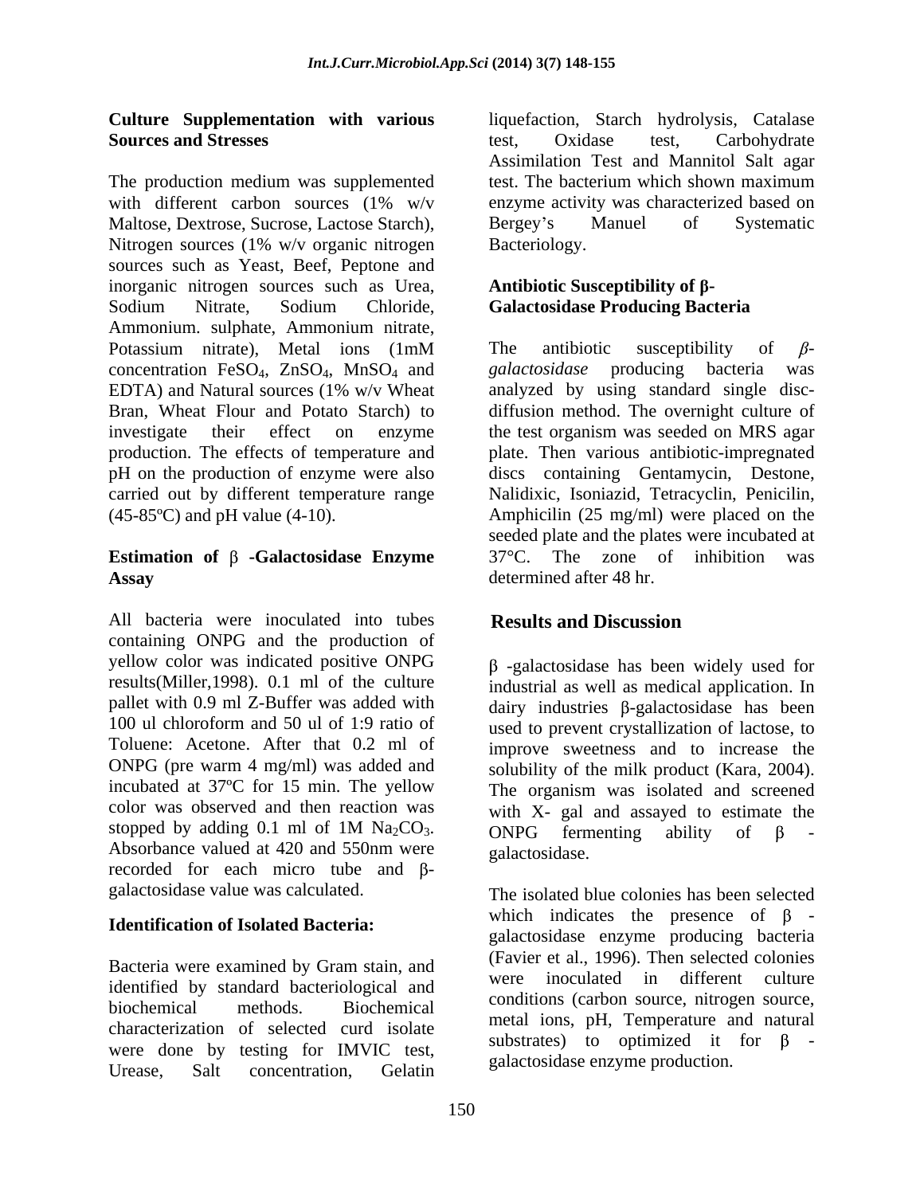**Culture Supplementation with various Sources and Stresses**

The production medium was supplemented with different carbon sources (1% w/v Maltose, Dextrose, Sucrose, Lactose Starch), Nitrogen sources (1% w/v organic nitrogen sources such as Yeast, Beef, Peptone and inorganic nitrogen sources such as Urea, Sodium Nitrate, Sodium Chloride, Ammonium. sulphate, Ammonium nitrate, Potassium nitrate), Metal ions (1mM concentration $FeSO_4$, $ZnSO_4$, $MnSO_4$ and EDTA) and Natural sources (1% w/v Wheat Bran, Wheat Flour and Potato Starch) to investigate their effect on enzyme production. The effects of temperature and pH on the production of enzyme were also carried out by different temperature range (45-85ºC) and pH value (4-10).

**Estimation of β -Galactosidase Enzyme Assay**

All bacteria were inoculated into tubes containing ONPG and the production of yellow color was indicated positive ONPG results(Miller,1998). 0.1 ml of the culture pallet with 0.9 ml Z-Buffer was added with 100 ul chloroform and 50 ul of 1:9 ratio of Toluene: Acetone. After that 0.2 ml of ONPG (pre warm 4 mg/ml) was added and incubated at 37ºC for 15 min. The yellow color was observed and then reaction was stopped by adding 0.1 ml of 1M $Na_2CO_3$. Absorbance valued at 420 and 550nm were recorded for each micro tube and β-galactosidase value was calculated.

**Identification of Isolated Bacteria:**

Bacteria were examined by Gram stain, and identified by standard bacteriological and biochemical methods. Biochemical characterization of selected curd isolate were done by testing for IMVIC test, Urease, Salt concentration, Gelatin liquefaction, Starch hydrolysis, Catalase test, Oxidase test, Carbohydrate Assimilation Test and Mannitol Salt agar test. The bacterium which shown maximum enzyme activity was characterized based on Bergey's Manuel of Systematic Bacteriology.

**Antibiotic Susceptibility of β-Galactosidase Producing Bacteria**

The antibiotic susceptibility of *β-galactosidase* producing bacteria was analyzed by using standard single disc-diffusion method. The overnight culture of the test organism was seeded on MRS agar plate. Then various antibiotic-impregnated discs containing Gentamycin, Destone, Nalidixic, Isoniazid, Tetracyclin, Penicilin, Amphicilin (25 mg/ml) were placed on the seeded plate and the plates were incubated at 37°C. The zone of inhibition was determined after 48 hr.

## Results and Discussion

β -galactosidase has been widely used for industrial as well as medical application. In dairy industries β-galactosidase has been used to prevent crystallization of lactose, to improve sweetness and to increase the solubility of the milk product (Kara, 2004). The organism was isolated and screened with X- gal and assayed to estimate the ONPG fermenting ability of β - galactosidase.

The isolated blue colonies has been selected which indicates the presence of β - galactosidase enzyme producing bacteria (Favier et al., 1996). Then selected colonies were inoculated in different culture conditions (carbon source, nitrogen source, metal ions, pH, Temperature and natural substrates) to optimized it for β - galactosidase enzyme production.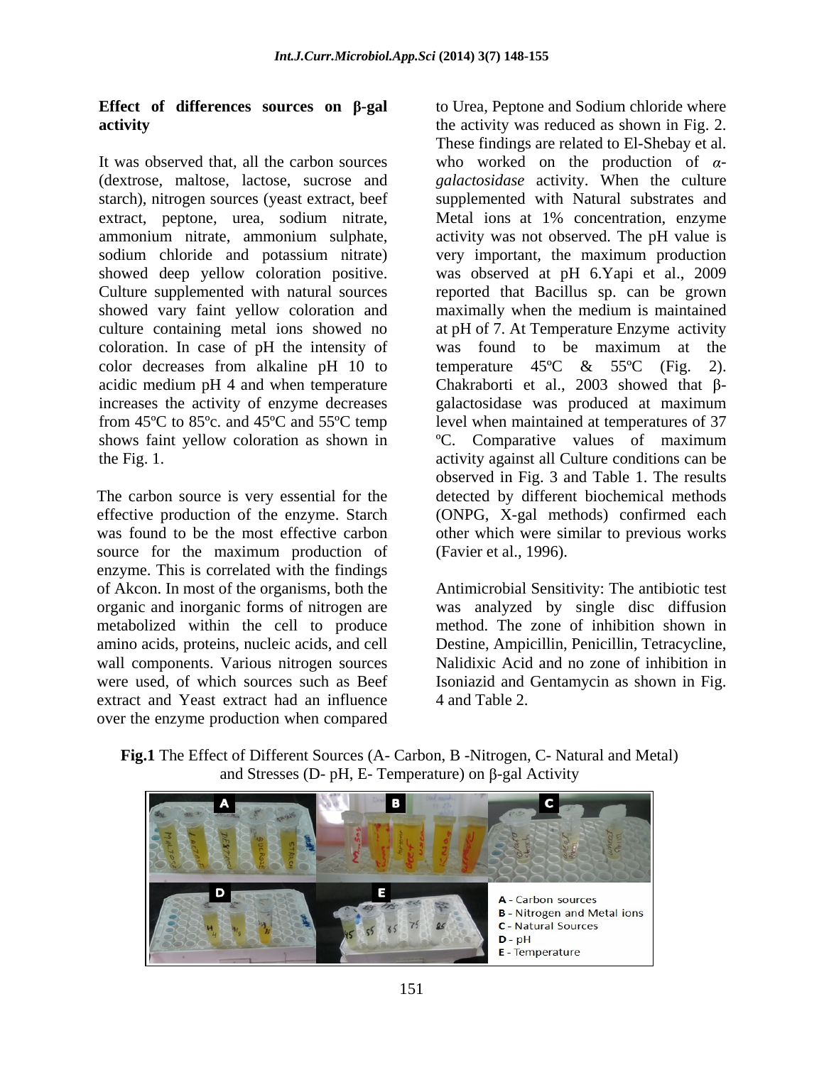**Effect of differences sources on β-gal activity**

It was observed that, all the carbon sources (dextrose, maltose, lactose, sucrose and starch), nitrogen sources (yeast extract, beef extract, peptone, urea, sodium nitrate, ammonium nitrate, ammonium sulphate, sodium chloride and potassium nitrate) showed deep yellow coloration positive. Culture supplemented with natural sources showed vary faint yellow coloration and culture containing metal ions showed no coloration. In case of pH the intensity of color decreases from alkaline pH 10 to acidic medium pH 4 and when temperature increases the activity of enzyme decreases from 45ºC to 85ºc. and 45ºC and 55ºC temp shows faint yellow coloration as shown in the Fig. 1.

The carbon source is very essential for the effective production of the enzyme. Starch was found to be the most effective carbon source for the maximum production of enzyme. This is correlated with the findings of Akcon. In most of the organisms, both the organic and inorganic forms of nitrogen are metabolized within the cell to produce amino acids, proteins, nucleic acids, and cell wall components. Various nitrogen sources were used, of which sources such as Beef extract and Yeast extract had an influence over the enzyme production when compared to Urea, Peptone and Sodium chloride where the activity was reduced as shown in Fig. 2. These findings are related to El-Shebay et al. who worked on the production of *α-galactosidase* activity. When the culture supplemented with Natural substrates and Metal ions at 1% concentration, enzyme activity was not observed. The pH value is very important, the maximum production was observed at pH 6.Yapi et al., 2009 reported that Bacillus sp. can be grown maximally when the medium is maintained at pH of 7. At Temperature Enzyme activity was found to be maximum at the temperature 45ºC & 55ºC (Fig. 2). Chakraborti et al., 2003 showed that β-galactosidase was produced at maximum level when maintained at temperatures of 37 ºC. Comparative values of maximum activity against all Culture conditions can be observed in Fig. 3 and Table 1. The results detected by different biochemical methods (ONPG, X-gal methods) confirmed each other which were similar to previous works (Favier et al., 1996).

Antimicrobial Sensitivity: The antibiotic test was analyzed by single disc diffusion method. The zone of inhibition shown in Destine, Ampicillin, Penicillin, Tetracycline, Nalidixic Acid and no zone of inhibition in Isoniazid and Gentamycin as shown in Fig. 4 and Table 2.

**Fig.1** The Effect of Different Sources (A- Carbon, B -Nitrogen, C- Natural and Metal) and Stresses (D- pH, E- Temperature) on β-gal Activity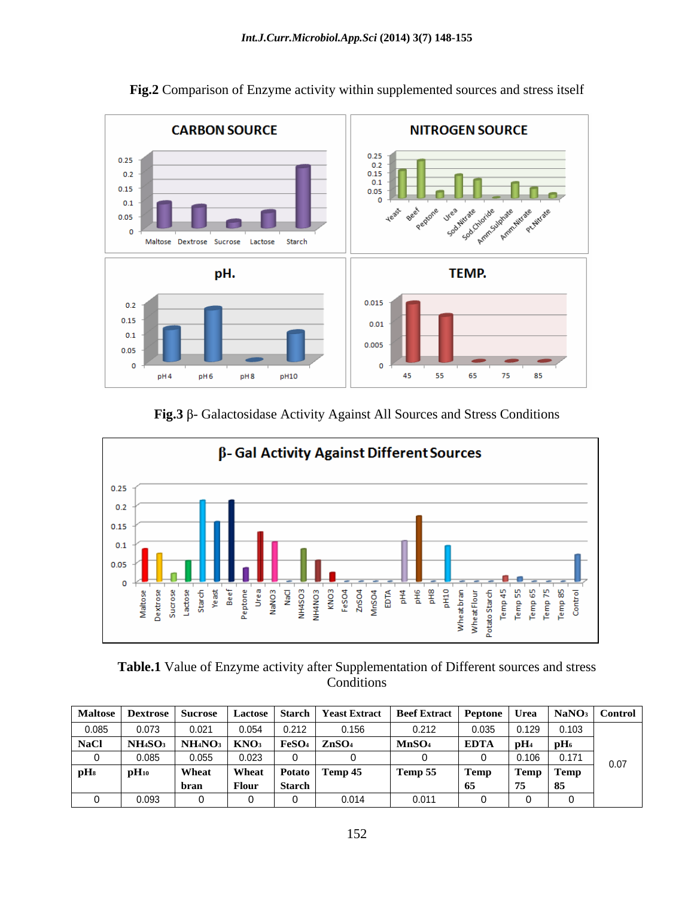**Fig.2** Comparison of Enzyme activity within supplemented sources and stress itself

**Fig.3** β- Galactosidase Activity Against All Sources and Stress Conditions

**Table.1** Value of Enzyme activity after Supplementation of Different sources and stress Conditions

| Maltose | Dextrose | Sucrose | Lactose | Starch | Yeast Extract | Beef Extract | Peptone | Urea | $NaNO_3$ | Control |
|---|---|---|---|---|---|---|---|---|---|---|
| 0.085 | 0.073 | 0.021 | 0.054 | 0.212 | 0.156 | 0.212 | 0.035 | 0.129 | 0.103 | 0.07 |
| **NaCl** | **$NH_4SO_3$** | **$NH_4NO_3$** | **$KNO_3$** | **$FeSO_4$** | **$ZnSO_4$** | **$MnSO_4$** | **EDTA** | **$pH_4$** | **$pH_6$** | |
| 0 | 0.085 | 0.055 | 0.023 | 0 | 0 | 0 | 0 | 0.106 | 0.171 | |
| **$pH_8$** | **$pH_{10}$** | **Wheat bran** | **Wheat Flour** | **Potato Starch** | **Temp 45** | **Temp 55** | **Temp 65** | **Temp 75** | **Temp 85** | |
| 0 | 0.093 | 0 | 0 | 0 | 0.014 | 0.011 | 0 | 0 | 0 | |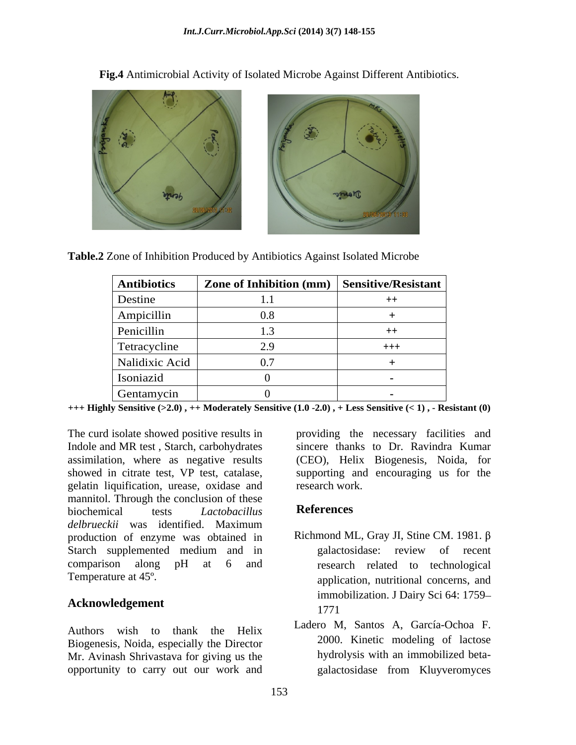**Fig.4** Antimicrobial Activity of Isolated Microbe Against Different Antibiotics.

**Table.2** Zone of Inhibition Produced by Antibiotics Against Isolated Microbe

| Antibiotics | Zone of Inhibition (mm) | Sensitive/Resistant |
|---|---|---|
| Destine | 1.1 | ++ |
| Ampicillin | 0.8 | + |
| Penicillin | 1.3 | ++ |
| Tetracycline | 2.9 | +++ |
| Nalidixic Acid | 0.7 | + |
| Isoniazid | 0 | - |
| Gentamycin | 0 | - |

**+++ Highly Sensitive (>2.0) , ++ Moderately Sensitive (1.0 -2.0) , + Less Sensitive (< 1) , - Resistant (0)**

The curd isolate showed positive results in Indole and MR test , Starch, carbohydrates assimilation, where as negative results showed in citrate test, VP test, catalase, gelatin liquification, urease, oxidase and mannitol. Through the conclusion of these biochemical tests *Lactobacillus delbrueckii* was identified. Maximum production of enzyme was obtained in Starch supplemented medium and in comparison along pH at 6 and Temperature at 45º.

## Acknowledgement

Authors wish to thank the Helix Biogenesis, Noida, especially the Director Mr. Avinash Shrivastava for giving us the opportunity to carry out our work and providing the necessary facilities and sincere thanks to Dr. Ravindra Kumar (CEO), Helix Biogenesis, Noida, for supporting and encouraging us for the research work.

## References

Richmond ML, Gray JI, Stine CM. 1981. β galactosidase: review of recent research related to technological application, nutritional concerns, and immobilization. J Dairy Sci 64: 1759–1771

Ladero M, Santos A, García-Ochoa F. 2000. Kinetic modeling of lactose hydrolysis with an immobilized beta-galactosidase from Kluyveromyces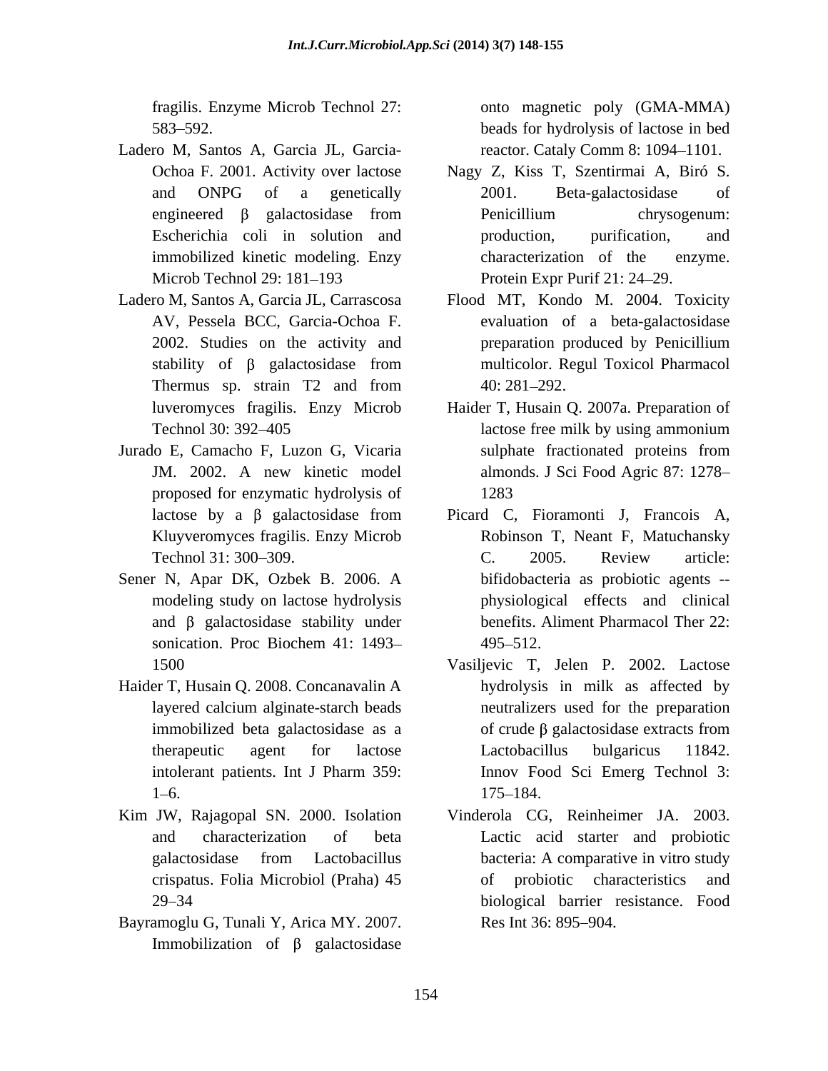fragilis. Enzyme Microb Technol 27: 583–592.

Ladero M, Santos A, Garcia JL, Garcia-Ochoa F. 2001. Activity over lactose and ONPG of a genetically engineered β galactosidase from Escherichia coli in solution and immobilized kinetic modeling. Enzy Microb Technol 29: 181–193

Ladero M, Santos A, Garcia JL, Carrascosa AV, Pessela BCC, Garcia-Ochoa F. 2002. Studies on the activity and stability of β galactosidase from Thermus sp. strain T2 and from luveromyces fragilis. Enzy Microb Technol 30: 392–405

Jurado E, Camacho F, Luzon G, Vicaria JM. 2002. A new kinetic model proposed for enzymatic hydrolysis of lactose by a β galactosidase from Kluyveromyces fragilis. Enzy Microb Technol 31: 300–309.

Sener N, Apar DK, Ozbek B. 2006. A modeling study on lactose hydrolysis and β galactosidase stability under sonication. Proc Biochem 41: 1493–1500

Haider T, Husain Q. 2008. Concanavalin A layered calcium alginate-starch beads immobilized beta galactosidase as a therapeutic agent for lactose intolerant patients. Int J Pharm 359: 1–6.

Kim JW, Rajagopal SN. 2000. Isolation and characterization of beta galactosidase from Lactobacillus crispatus. Folia Microbiol (Praha) 45 29–34

Bayramoglu G, Tunali Y, Arica MY. 2007. Immobilization of β galactosidase onto magnetic poly (GMA-MMA) beads for hydrolysis of lactose in bed reactor. Cataly Comm 8: 1094–1101.

Nagy Z, Kiss T, Szentirmai A, Biró S. 2001. Beta-galactosidase of Penicillium chrysogenum: production, purification, and characterization of the enzyme. Protein Expr Purif 21: 24–29.

Flood MT, Kondo M. 2004. Toxicity evaluation of a beta-galactosidase preparation produced by Penicillium multicolor. Regul Toxicol Pharmacol 40: 281–292.

Haider T, Husain Q. 2007a. Preparation of lactose free milk by using ammonium sulphate fractionated proteins from almonds. J Sci Food Agric 87: 1278–1283

Picard C, Fioramonti J, Francois A, Robinson T, Neant F, Matuchansky C. 2005. Review article: bifidobacteria as probiotic agents -- physiological effects and clinical benefits. Aliment Pharmacol Ther 22: 495–512.

Vasiljevic T, Jelen P. 2002. Lactose hydrolysis in milk as affected by neutralizers used for the preparation of crude β galactosidase extracts from Lactobacillus bulgaricus 11842. Innov Food Sci Emerg Technol 3: 175–184.

Vinderola CG, Reinheimer JA. 2003. Lactic acid starter and probiotic bacteria: A comparative in vitro study of probiotic characteristics and biological barrier resistance. Food Res Int 36: 895–904.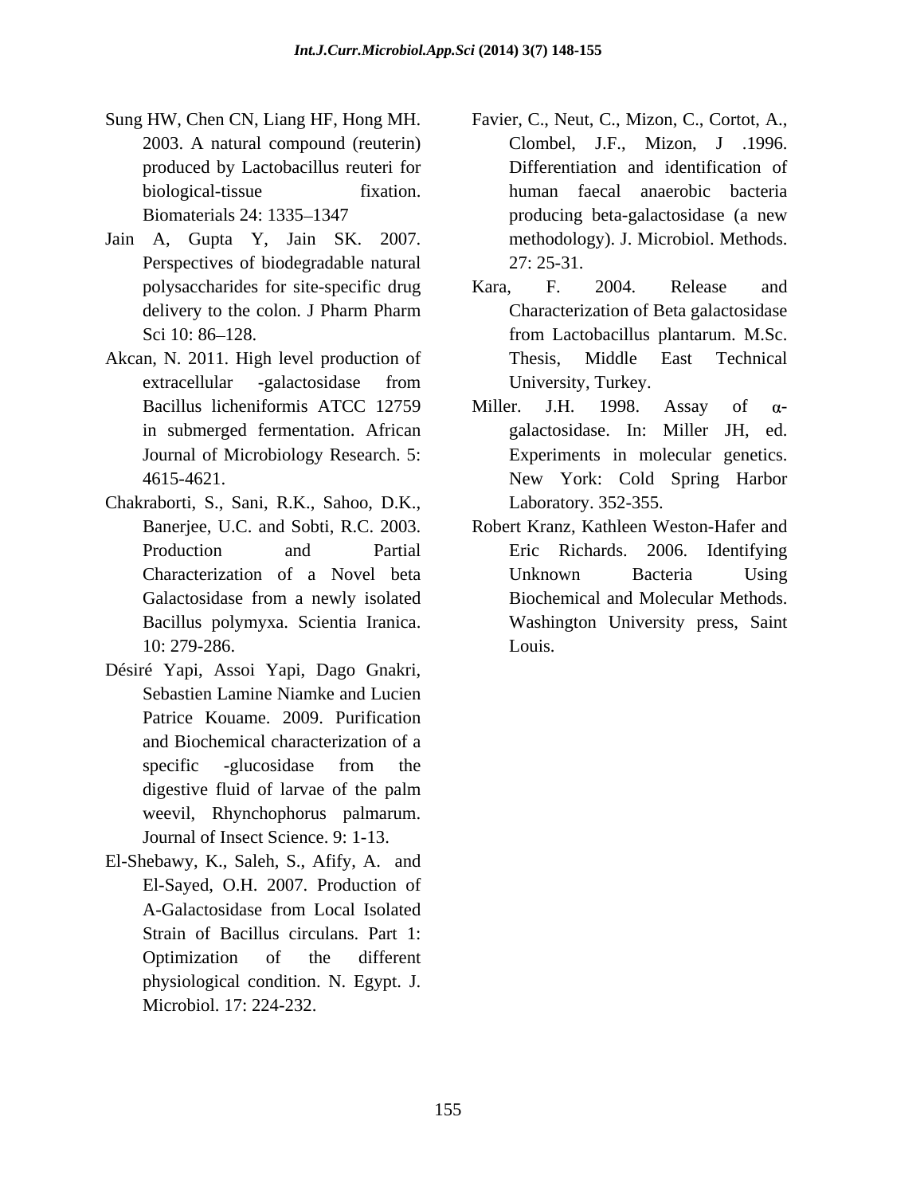Sung HW, Chen CN, Liang HF, Hong MH. 2003. A natural compound (reuterin) produced by Lactobacillus reuteri for biological-tissue fixation. Biomaterials 24: 1335–1347

Jain A, Gupta Y, Jain SK. 2007. Perspectives of biodegradable natural polysaccharides for site-specific drug delivery to the colon. J Pharm Pharm Sci 10: 86–128.

Akcan, N. 2011. High level production of extracellular -galactosidase from Bacillus licheniformis ATCC 12759 in submerged fermentation. African Journal of Microbiology Research. 5: 4615-4621.

Chakraborti, S., Sani, R.K., Sahoo, D.K., Banerjee, U.C. and Sobti, R.C. 2003. Production and Partial Characterization of a Novel beta Galactosidase from a newly isolated Bacillus polymyxa. Scientia Iranica. 10: 279-286.

Désiré Yapi, Assoi Yapi, Dago Gnakri, Sebastien Lamine Niamke and Lucien Patrice Kouame. 2009. Purification and Biochemical characterization of a specific -glucosidase from the digestive fluid of larvae of the palm weevil, Rhynchophorus palmarum. Journal of Insect Science. 9: 1-13.

El-Shebawy, K., Saleh, S., Afify, A. and El-Sayed, O.H. 2007. Production of A-Galactosidase from Local Isolated Strain of Bacillus circulans. Part 1: Optimization of the different physiological condition. N. Egypt. J. Microbiol. 17: 224-232.

Favier, C., Neut, C., Mizon, C., Cortot, A., Clombel, J.F., Mizon, J .1996. Differentiation and identification of human faecal anaerobic bacteria producing beta-galactosidase (a new methodology). J. Microbiol. Methods. 27: 25-31.

Kara, F. 2004. Release and Characterization of Beta galactosidase from Lactobacillus plantarum. M.Sc. Thesis, Middle East Technical University, Turkey.

Miller. J.H. 1998. Assay of $\alpha$-galactosidase. In: Miller JH, ed. Experiments in molecular genetics. New York: Cold Spring Harbor Laboratory. 352-355.

Robert Kranz, Kathleen Weston-Hafer and Eric Richards. 2006. Identifying Unknown Bacteria Using Biochemical and Molecular Methods. Washington University press, Saint Louis.